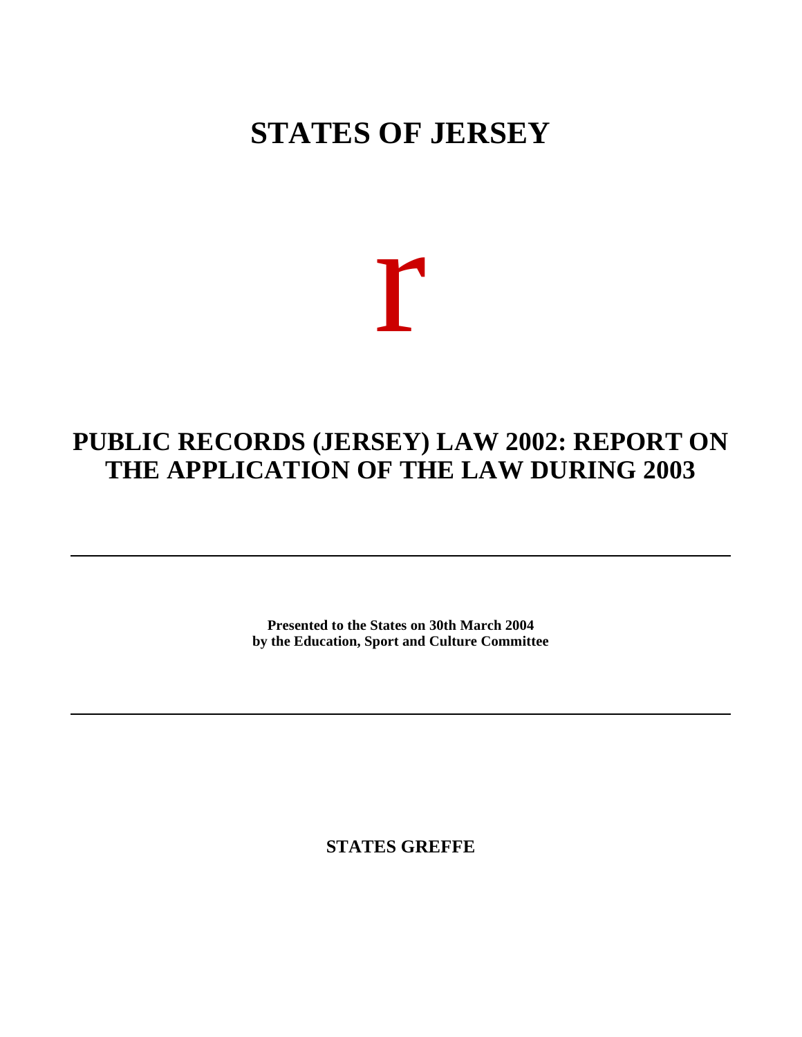# STATES OF JERSEY

r

## PUBLIC RECORDS (JERSEY) LAW 2002: REPORT ON THE APPLICATION OF THE LAW DURING 2003

---

**Presented to the States on 30th March 2004**
**by the Education, Sport and Culture Committee**

---

**STATES GREFFE**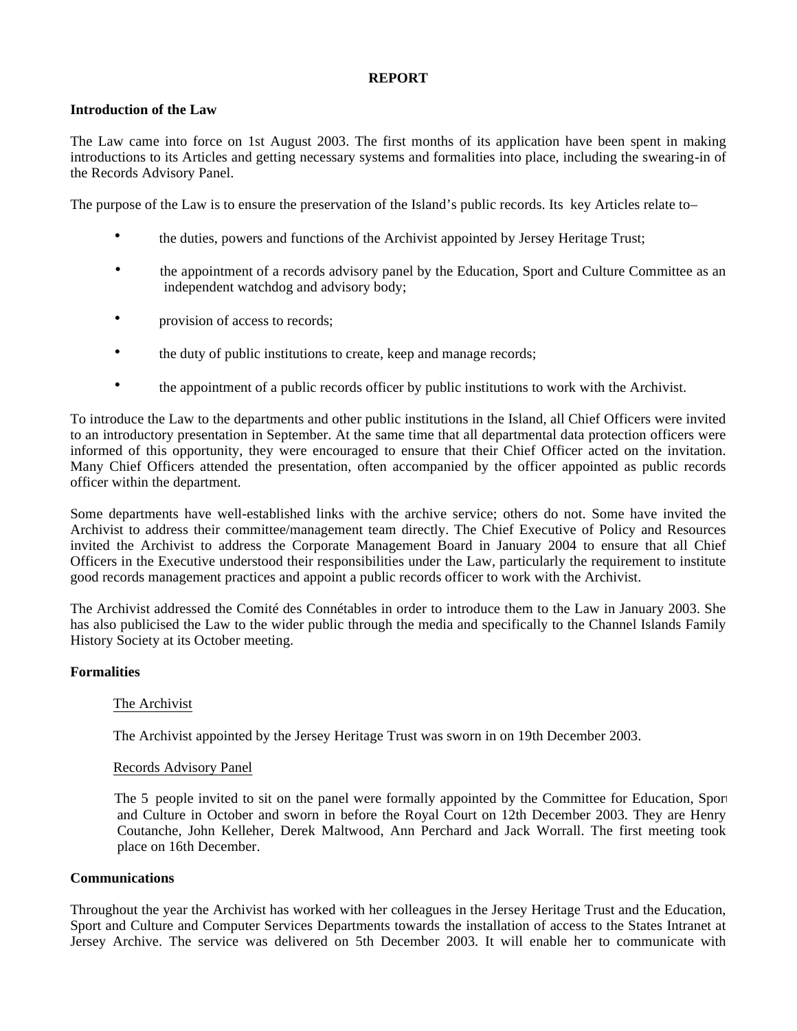**REPORT**

**Introduction of the Law**

The Law came into force on 1st August 2003. The first months of its application have been spent in making introductions to its Articles and getting necessary systems and formalities into place, including the swearing-in of the Records Advisory Panel.

The purpose of the Law is to ensure the preservation of the Island's public records. Its key Articles relate to–

- the duties, powers and functions of the Archivist appointed by Jersey Heritage Trust;
- the appointment of a records advisory panel by the Education, Sport and Culture Committee as an independent watchdog and advisory body;
- provision of access to records;
- the duty of public institutions to create, keep and manage records;
- the appointment of a public records officer by public institutions to work with the Archivist.

To introduce the Law to the departments and other public institutions in the Island, all Chief Officers were invited to an introductory presentation in September. At the same time that all departmental data protection officers were informed of this opportunity, they were encouraged to ensure that their Chief Officer acted on the invitation. Many Chief Officers attended the presentation, often accompanied by the officer appointed as public records officer within the department.

Some departments have well-established links with the archive service; others do not. Some have invited the Archivist to address their committee/management team directly. The Chief Executive of Policy and Resources invited the Archivist to address the Corporate Management Board in January 2004 to ensure that all Chief Officers in the Executive understood their responsibilities under the Law, particularly the requirement to institute good records management practices and appoint a public records officer to work with the Archivist.

The Archivist addressed the Comité des Connétables in order to introduce them to the Law in January 2003. She has also publicised the Law to the wider public through the media and specifically to the Channel Islands Family History Society at its October meeting.

**Formalities**

The Archivist

The Archivist appointed by the Jersey Heritage Trust was sworn in on 19th December 2003.

Records Advisory Panel

The 5 people invited to sit on the panel were formally appointed by the Committee for Education, Sport and Culture in October and sworn in before the Royal Court on 12th December 2003. They are Henry Coutanche, John Kelleher, Derek Maltwood, Ann Perchard and Jack Worrall. The first meeting took place on 16th December.

**Communications**

Throughout the year the Archivist has worked with her colleagues in the Jersey Heritage Trust and the Education, Sport and Culture and Computer Services Departments towards the installation of access to the States Intranet at Jersey Archive. The service was delivered on 5th December 2003. It will enable her to communicate with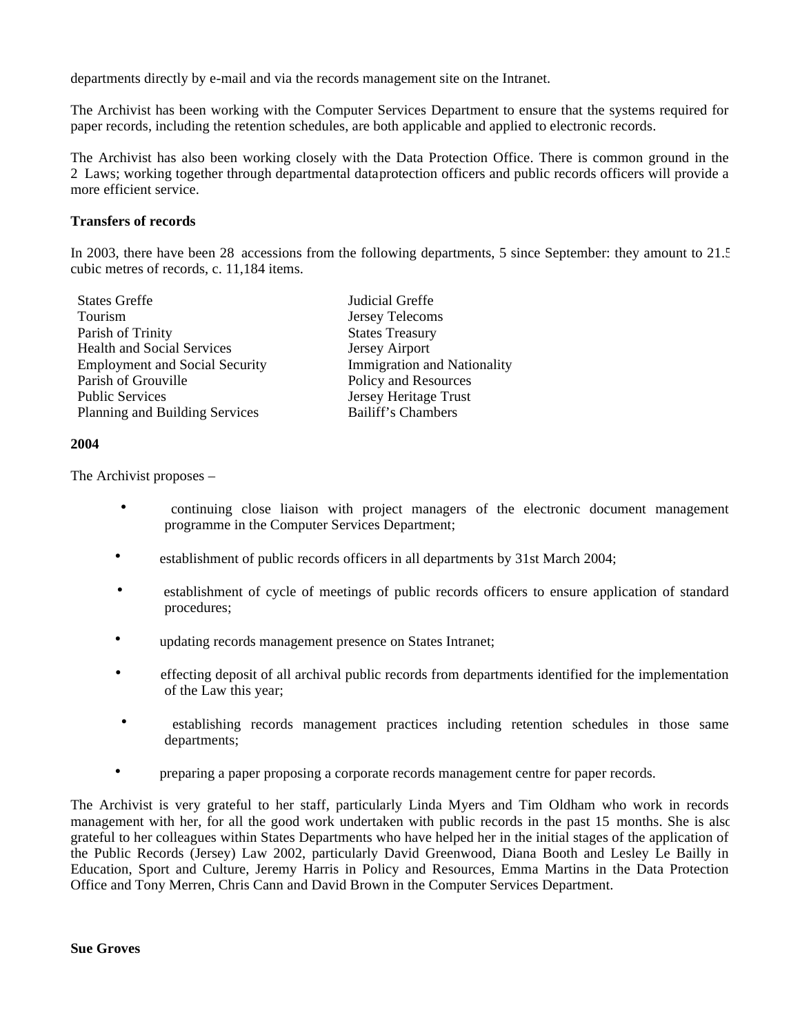departments directly by e-mail and via the records management site on the Intranet.

The Archivist has been working with the Computer Services Department to ensure that the systems required for paper records, including the retention schedules, are both applicable and applied to electronic records.

The Archivist has also been working closely with the Data Protection Office. There is common ground in the 2 Laws; working together through departmental dataprotection officers and public records officers will provide a more efficient service.

**Transfers of records**

In 2003, there have been 28 accessions from the following departments, 5 since September: they amount to 21.5 cubic metres of records, c. 11,184 items.

| | |
|---|---|
| States Greffe | Judicial Greffe |
| Tourism | Jersey Telecoms |
| Parish of Trinity | States Treasury |
| Health and Social Services | Jersey Airport |
| Employment and Social Security | Immigration and Nationality |
| Parish of Grouville | Policy and Resources |
| Public Services | Jersey Heritage Trust |
| Planning and Building Services | Bailiff's Chambers |

**2004**

The Archivist proposes –

- continuing close liaison with project managers of the electronic document management programme in the Computer Services Department;
- establishment of public records officers in all departments by 31st March 2004;
- establishment of cycle of meetings of public records officers to ensure application of standard procedures;
- updating records management presence on States Intranet;
- effecting deposit of all archival public records from departments identified for the implementation of the Law this year;
- establishing records management practices including retention schedules in those same departments;
- preparing a paper proposing a corporate records management centre for paper records.

The Archivist is very grateful to her staff, particularly Linda Myers and Tim Oldham who work in records management with her, for all the good work undertaken with public records in the past 15 months. She is also grateful to her colleagues within States Departments who have helped her in the initial stages of the application of the Public Records (Jersey) Law 2002, particularly David Greenwood, Diana Booth and Lesley Le Bailly in Education, Sport and Culture, Jeremy Harris in Policy and Resources, Emma Martins in the Data Protection Office and Tony Merren, Chris Cann and David Brown in the Computer Services Department.

**Sue Groves**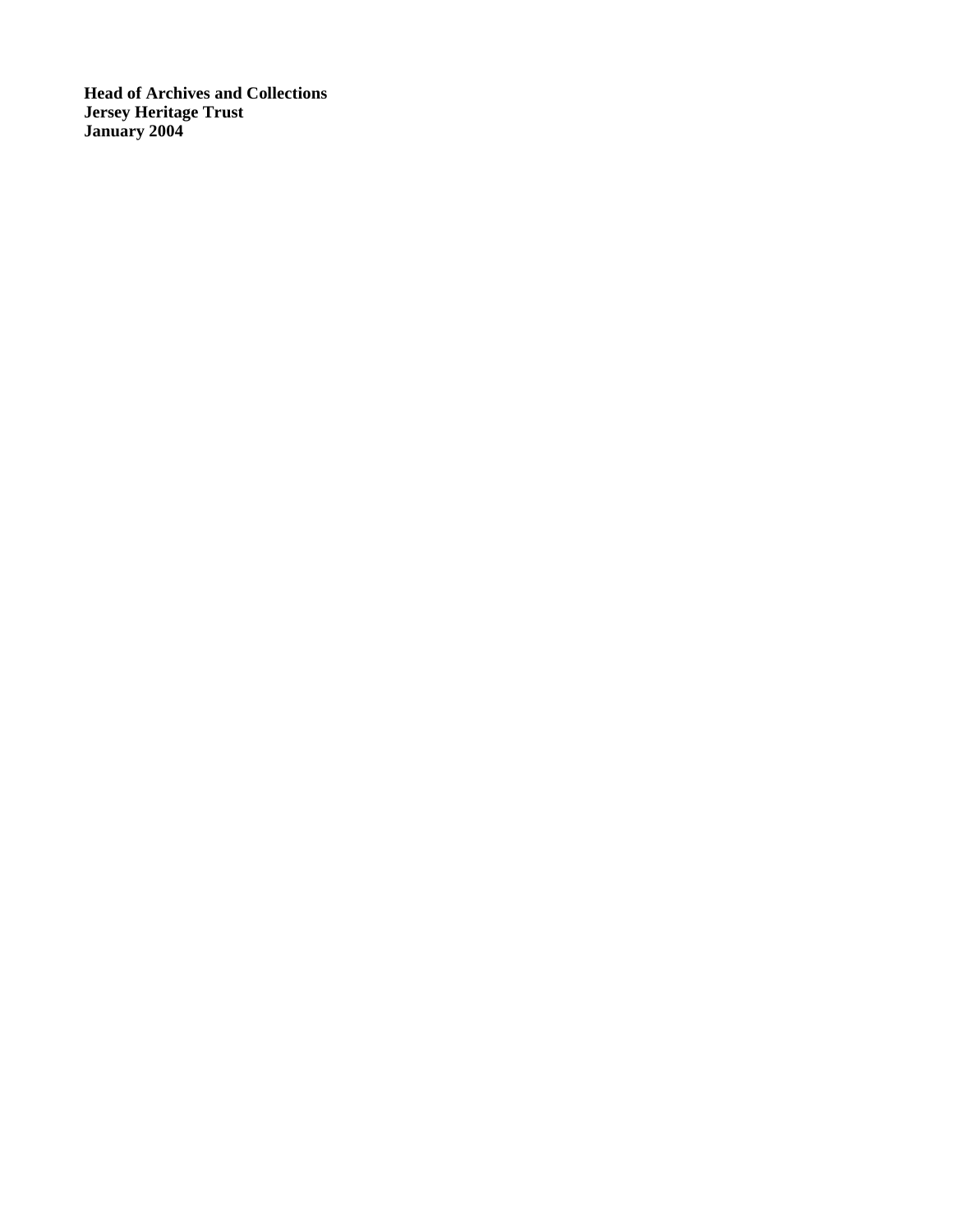**Head of Archives and Collections**
**Jersey Heritage Trust**
**January 2004**